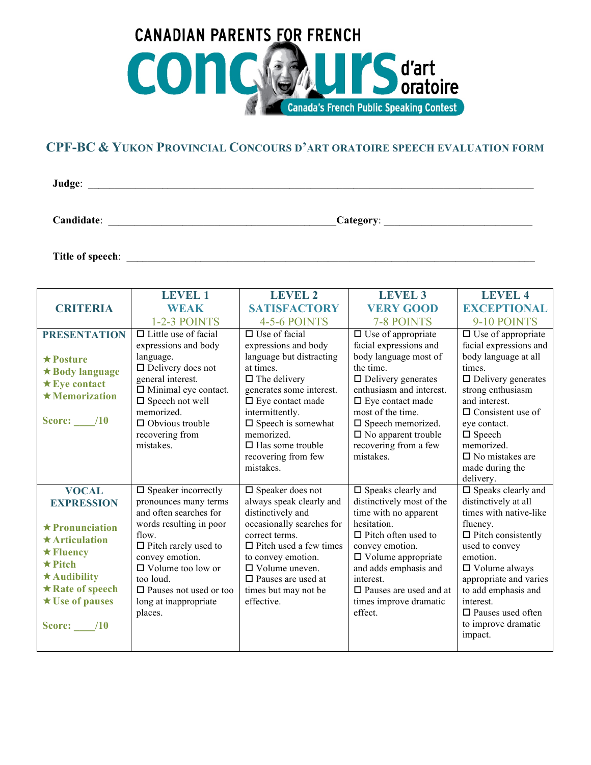CANADIAN PARENTS FOR FRENCH

concours d'art oratoire

Canada's French Public Speaking Contest

## CPF-BC & Yukon Provincial Concours d'art oratoire speech evaluation form

**Judge**: ______________________________________________

**Candidate**: ______________________________ **Category**: ____________________

**Title of speech**: ______________________________________________

| CRITERIA | LEVEL 1 WEAK 1-2-3 POINTS | LEVEL 2 SATISFACTORY 4-5-6 POINTS | LEVEL 3 VERY GOOD 7-8 POINTS | LEVEL 4 EXCEPTIONAL 9-10 POINTS |
|---|---|---|---|---|
| **PRESENTATION**<br><br>★ Posture<br>★ Body language<br>★ Eye contact<br>★ Memorization<br><br>Score: ____/10 | ☐ Little use of facial expressions and body language.<br>☐ Delivery does not general interest.<br>☐ Minimal eye contact.<br>☐ Speech not well memorized.<br>☐ Obvious trouble recovering from mistakes. | ☐ Use of facial expressions and body language but distracting at times.<br>☐ The delivery generates some interest.<br>☐ Eye contact made intermittently.<br>☐ Speech is somewhat memorized.<br>☐ Has some trouble recovering from few mistakes. | ☐ Use of appropriate facial expressions and body language most of the time.<br>☐ Delivery generates enthusiasm and interest.<br>☐ Eye contact made most of the time.<br>☐ Speech memorized.<br>☐ No apparent trouble recovering from a few mistakes. | ☐ Use of appropriate facial expressions and body language at all times.<br>☐ Delivery generates strong enthusiasm and interest.<br>☐ Consistent use of eye contact.<br>☐ Speech memorized.<br>☐ No mistakes are made during the delivery. |
| **VOCAL EXPRESSION**<br><br>★ Pronunciation<br>★ Articulation<br>★ Fluency<br>★ Pitch<br>★ Audibility<br>★ Rate of speech<br>★ Use of pauses<br><br>Score: ____/10 | ☐ Speaker incorrectly pronounces many terms and often searches for words resulting in poor flow.<br>☐ Pitch rarely used to convey emotion.<br>☐ Volume too low or too loud.<br>☐ Pauses not used or too long at inappropriate places. | ☐ Speaker does not always speak clearly and distinctively and occasionally searches for correct terms.<br>☐ Pitch used a few times to convey emotion.<br>☐ Volume uneven.<br>☐ Pauses are used at times but may not be effective. | ☐ Speaks clearly and distinctively most of the time with no apparent hesitation.<br>☐ Pitch often used to convey emotion.<br>☐ Volume appropriate and adds emphasis and interest.<br>☐ Pauses are used and at times improve dramatic effect. | ☐ Speaks clearly and distinctively at all times with native-like fluency.<br>☐ Pitch consistently used to convey emotion.<br>☐ Volume always appropriate and varies to add emphasis and interest.<br>☐ Pauses used often to improve dramatic impact. |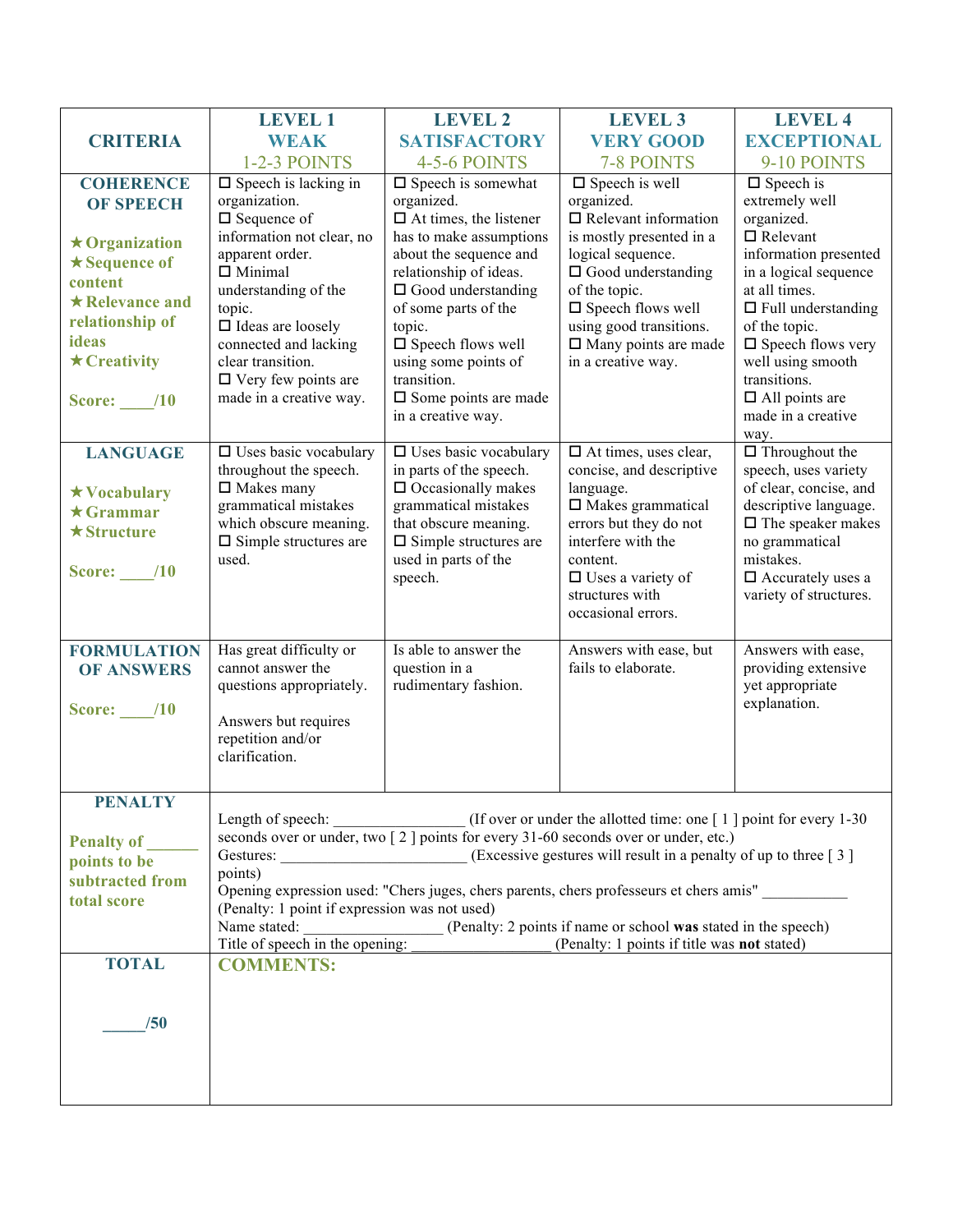| CRITERIA | LEVEL 1 WEAK 1-2-3 POINTS | LEVEL 2 SATISFACTORY 4-5-6 POINTS | LEVEL 3 VERY GOOD 7-8 POINTS | LEVEL 4 EXCEPTIONAL 9-10 POINTS |
|---|---|---|---|---|
| **COHERENCE OF SPEECH**<br><br>★Organization<br>★Sequence of content<br>★Relevance and relationship of ideas<br>★Creativity<br><br>Score: ____/10 | ☐ Speech is lacking in organization.<br>☐ Sequence of information not clear, no apparent order.<br>☐ Minimal understanding of the topic.<br>☐ Ideas are loosely connected and lacking clear transition.<br>☐ Very few points are made in a creative way. | ☐ Speech is somewhat organized.<br>☐ At times, the listener has to make assumptions about the sequence and relationship of ideas.<br>☐ Good understanding of some parts of the topic.<br>☐ Speech flows well using some points of transition.<br>☐ Some points are made in a creative way. | ☐ Speech is well organized.<br>☐ Relevant information is mostly presented in a logical sequence.<br>☐ Good understanding of the topic.<br>☐ Speech flows well using good transitions.<br>☐ Many points are made in a creative way. | ☐ Speech is extremely well organized.<br>☐ Relevant information presented in a logical sequence at all times.<br>☐ Full understanding of the topic.<br>☐ Speech flows very well using smooth transitions.<br>☐ All points are made in a creative way. |
| **LANGUAGE**<br><br>★Vocabulary<br>★Grammar<br>★Structure<br><br>Score: ____/10 | ☐ Uses basic vocabulary throughout the speech.<br>☐ Makes many grammatical mistakes which obscure meaning.<br>☐ Simple structures are used. | ☐ Uses basic vocabulary in parts of the speech.<br>☐ Occasionally makes grammatical mistakes that obscure meaning.<br>☐ Simple structures are used in parts of the speech. | ☐ At times, uses clear, concise, and descriptive language.<br>☐ Makes grammatical errors but they do not interfere with the content.<br>☐ Uses a variety of structures with occasional errors. | ☐ Throughout the speech, uses variety of clear, concise, and descriptive language.<br>☐ The speaker makes no grammatical mistakes.<br>☐ Accurately uses a variety of structures. |
| **FORMULATION OF ANSWERS**<br><br>Score: ____/10 | Has great difficulty or cannot answer the questions appropriately.<br><br>Answers but requires repetition and/or clarification. | Is able to answer the question in a rudimentary fashion. | Answers with ease, but fails to elaborate. | Answers with ease, providing extensive yet appropriate explanation. |
| **PENALTY**<br><br>Penalty of ______ points to be subtracted from total score | Length of speech: ________________ (If over or under the allotted time: one [ 1 ] point for every 1-30 seconds over or under, two [ 2 ] points for every 31-60 seconds over or under, etc.)<br>Gestures: ________________________ (Excessive gestures will result in a penalty of up to three [ 3 ] points)<br>Opening expression used: "Chers juges, chers parents, chers professeurs et chers amis" ___________ (Penalty: 1 point if expression was not used)<br>Name stated: __________________ (Penalty: 2 points if name or school **was** stated in the speech)<br>Title of speech in the opening: _________________ (Penalty: 1 points if title was **not** stated) | | | |
| **TOTAL**<br><br>_____/50 | **COMMENTS:** | | | |